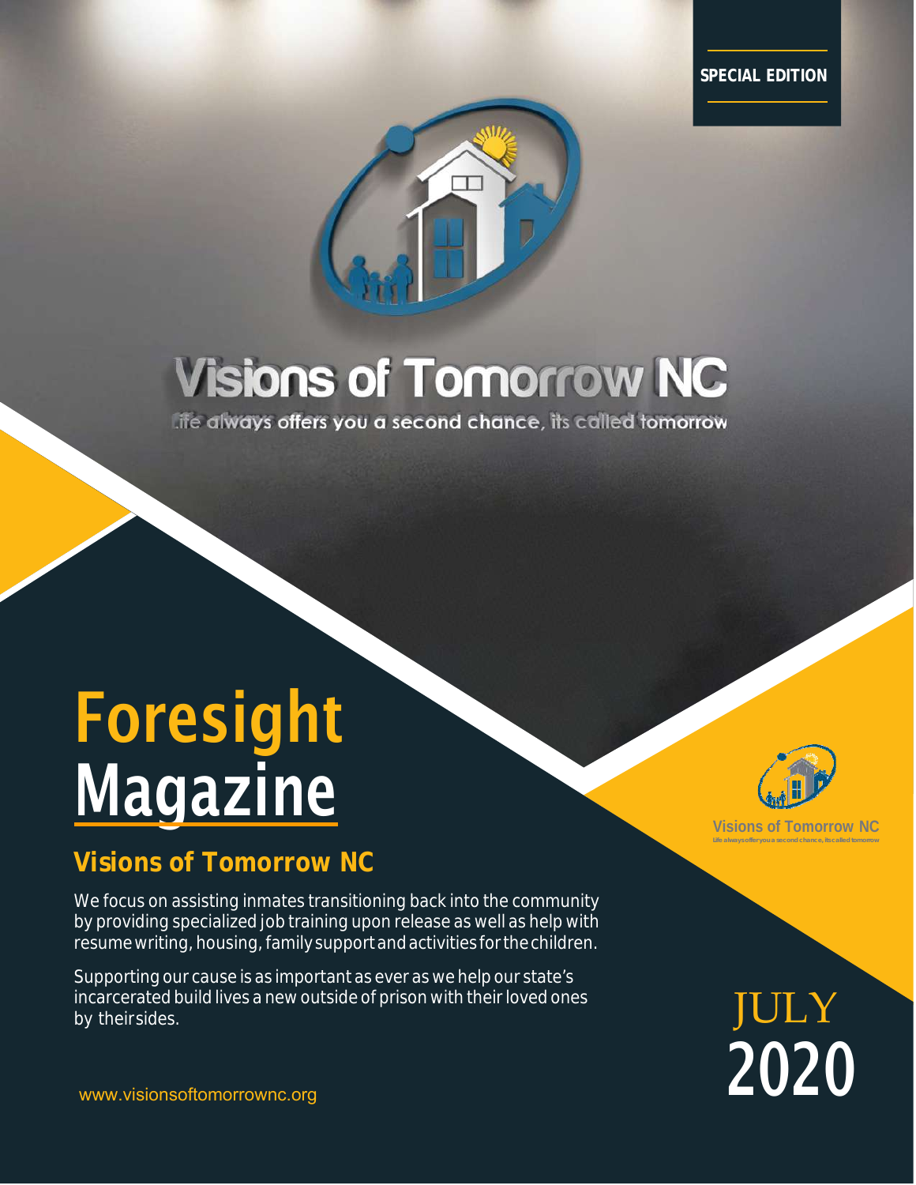SPECIAL EDITION

# Visions of Tomorrow NC

Life always offers you a second chance, its called tomorrow

# Foresight Magazine

## Visions of Tomorrow NC

We focus on assisting inmates transitioning back into the community by providing specialized job training upon release as well as help with resume writing, housing, family support and activities for the children.

Supporting our cause is as important as ever as we help our state's incarcerated build lives a new outside of prison with their loved ones by their sides.

www.visionsoftomorrownc.org

Visions of Tomorrow NC

Life always offer you a second chance, its called tomorrow

JULY 2020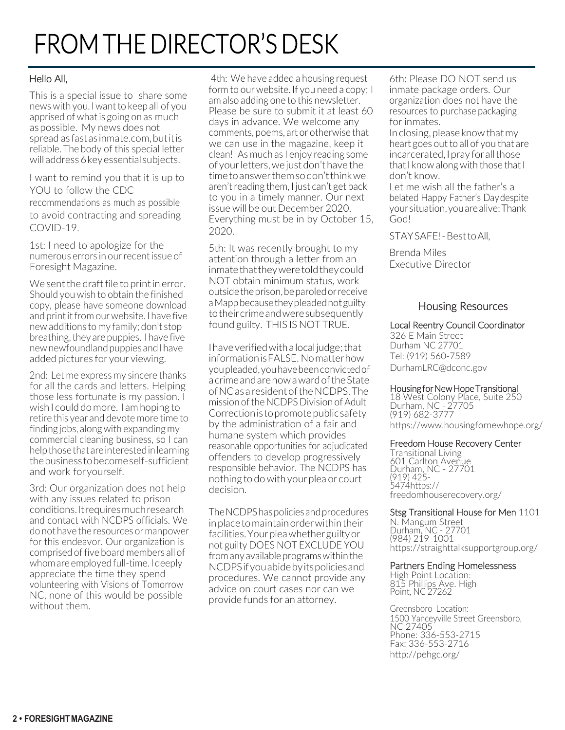# FROM THE DIRECTOR'S DESK

Hello All,

This is a special issue to share some news with you. I want to keep all of you apprised of what is going on as much as possible. My news does not spread as fast as inmate.com, but it is reliable. The body of this special letter will address 6 key essential subjects.

I want to remind you that it is up to YOU to follow the CDC recommendations as much as possible to avoid contracting and spreading COVID-19.

1st: I need to apologize for the numerous errors in our recent issue of Foresight Magazine.

We sent the draft file to print in error. Should you wish to obtain the finished copy, please have someone download and print it from our website. I have five new additions to my family; don't stop breathing, they are puppies. I have five new newfoundland puppies and I have added pictures for your viewing.

2nd: Let me express my sincere thanks for all the cards and letters. Helping those less fortunate is my passion. I wish I could do more. I am hoping to retire this year and devote more time to finding jobs, along with expanding my commercial cleaning business, so I can help those that are interested in learning the business to become self-sufficient and work for yourself.

3rd: Our organization does not help with any issues related to prison conditions. It requires much research and contact with NCDPS officials. We do not have the resources or manpower for this endeavor. Our organization is comprised of five board members all of whom are employed full-time. I deeply appreciate the time they spend volunteering with Visions of Tomorrow NC, none of this would be possible without them.

4th: We have added a housing request form to our website. If you need a copy; I am also adding one to this newsletter. Please be sure to submit it at least 60 days in advance. We welcome any comments, poems, art or otherwise that we can use in the magazine, keep it clean! As much as I enjoy reading some of your letters, we just don't have the time to answer them so don't think we aren't reading them, I just can't get back to you in a timely manner. Our next issue will be out December 2020. Everything must be in by October 15, 2020.

5th: It was recently brought to my attention through a letter from an inmate that they were told they could NOT obtain minimum status, work outside the prison, be paroled or receive a Mapp because they pleaded not guilty to their crime and were subsequently found guilty. THIS IS NOT TRUE.

I have verified with a local judge; that information is FALSE. No matter how you pleaded, you have been convicted of a crime and are now a ward of the State of NC as a resident of the NCDPS. The mission of the NCDPS Division of Adult Correction is to promote public safety by the administration of a fair and humane system which provides reasonable opportunities for adjudicated offenders to develop progressively responsible behavior. The NCDPS has nothing to do with your plea or court decision.

The NCDPS has policies and procedures in place to maintain order within their facilities. Your plea whether guilty or not guilty DOES NOT EXCLUDE YOU from any available programs within the NCDPS if you abide by its policies and procedures. We cannot provide any advice on court cases nor can we provide funds for an attorney.

6th: Please DO NOT send us inmate package orders. Our organization does not have the resources to purchase packaging for inmates.

In closing, please know that my heart goes out to all of you that are incarcerated, I pray for all those that I know along with those that I don't know.

Let me wish all the father's a belated Happy Father's Day despite your situation, you are alive; Thank God!

STAY SAFE! - Best to All,

Brenda Miles
Executive Director

## Housing Resources

**Local Reentry Council Coordinator**
326 E Main Street
Durham NC 27701
Tel: (919) 560-7589
DurhamLRC@dconc.gov

**Housing for New Hope Transitional**
18 West Colony Place, Suite 250
Durham, NC - 27705
(919) 682-3777
https://www.housingfornewhope.org/

**Freedom House Recovery Center**
Transitional Living
601 Carlton Avenue
Durham, NC - 27701
(919) 425-5474https://freedomhouserecovery.org/

**Stsg Transitional House for Men** 1101 N. Mangum Street
Durham, NC - 27701
(984) 219-1001
https://straighttalksupportgroup.org/

**Partners Ending Homelessness**
High Point Location:
815 Phillips Ave. High Point, NC 27262

Greensboro Location:
1500 Yanceyville Street Greensboro, NC 27405
Phone: 336-553-2715
Fax: 336-553-2716
http://pehgc.org/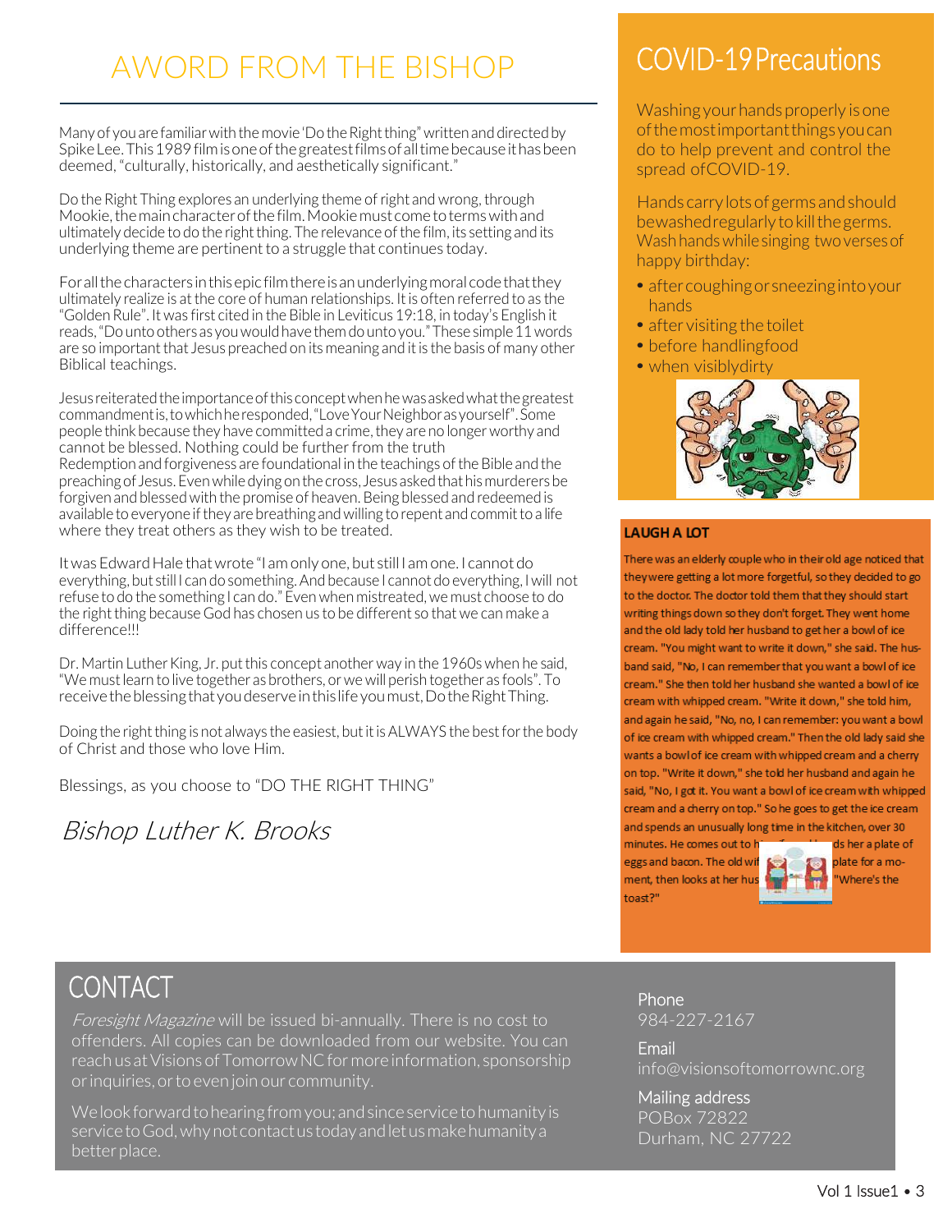# AWORD FROM THE BISHOP

Many of you are familiar with the movie 'Do the Right thing" written and directed by Spike Lee. This 1989 film is one of the greatest films of all time because it has been deemed, "culturally, historically, and aesthetically significant."

Do the Right Thing explores an underlying theme of right and wrong, through Mookie, the main character of the film. Mookie must come to terms with and ultimately decide to do the right thing. The relevance of the film, its setting and its underlying theme are pertinent to a struggle that continues today.

For all the characters in this epic film there is an underlying moral code that they ultimately realize is at the core of human relationships. It is often referred to as the "Golden Rule". It was first cited in the Bible in Leviticus 19:18, in today's English it reads, "Do unto others as you would have them do unto you." These simple 11 words are so important that Jesus preached on its meaning and it is the basis of many other Biblical teachings.

Jesus reiterated the importance of this concept when he was asked what the greatest commandment is, to which he responded, "Love Your Neighbor as yourself". Some people think because they have committed a crime, they are no longer worthy and cannot be blessed. Nothing could be further from the truth
Redemption and forgiveness are foundational in the teachings of the Bible and the preaching of Jesus. Even while dying on the cross, Jesus asked that his murderers be forgiven and blessed with the promise of heaven. Being blessed and redeemed is available to everyone if they are breathing and willing to repent and commit to a life where they treat others as they wish to be treated.

It was Edward Hale that wrote "I am only one, but still I am one. I cannot do everything, but still I can do something. And because I cannot do everything, I will not refuse to do the something I can do." Even when mistreated, we must choose to do the right thing because God has chosen us to be different so that we can make a difference!!!

Dr. Martin Luther King, Jr. put this concept another way in the 1960s when he said, "We must learn to live together as brothers, or we will perish together as fools". To receive the blessing that you deserve in this life you must, Do the Right Thing.

Doing the right thing is not always the easiest, but it is ALWAYS the best for the body of Christ and those who love Him.

Blessings, as you choose to "DO THE RIGHT THING"

*Bishop Luther K. Brooks*

# COVID-19 Precautions

Washing your hands properly is one of the most important things you can do to help prevent and control the spread of COVID-19.

Hands carry lots of germs and should be washed regularly to kill the germs. Wash hands while singing two verses of happy birthday:

- after coughing or sneezing into your hands
- after visiting the toilet
- before handling food
- when visibly dirty

**LAUGH A LOT**

There was an elderly couple who in their old age noticed that they were getting a lot more forgetful, so they decided to go to the doctor. The doctor told them that they should start writing things down so they don't forget. They went home and the old lady told her husband to get her a bowl of ice cream. "You might want to write it down," she said. The husband said, "No, I can remember that you want a bowl of ice cream." She then told her husband she wanted a bowl of ice cream with whipped cream. "Write it down," she told him, and again he said, "No, no, I can remember: you want a bowl of ice cream with whipped cream." Then the old lady said she wants a bowl of ice cream with whipped cream and a cherry on top. "Write it down," she told her husband and again he said, "No, I got it. You want a bowl of ice cream with whipped cream and a cherry on top." So he goes to get the ice cream and spends an unusually long time in the kitchen, over 30 minutes. He comes out to h[...]ds her a plate of eggs and bacon. The old wi[...] plate for a moment, then looks at her hus[...] "Where's the toast?"

# CONTACT

*Foresight Magazine* will be issued bi-annually. There is no cost to offenders. All copies can be downloaded from our website. You can reach us at Visions of Tomorrow NC for more information, sponsorship or inquiries, or to even join our community.

We look forward to hearing from you; and since service to humanity is service to God, why not contact us today and let us make humanity a better place.

Phone
984-227-2167

Email
info@visionsoftomorrownc.org

Mailing address
POBox 72822
Durham, NC 27722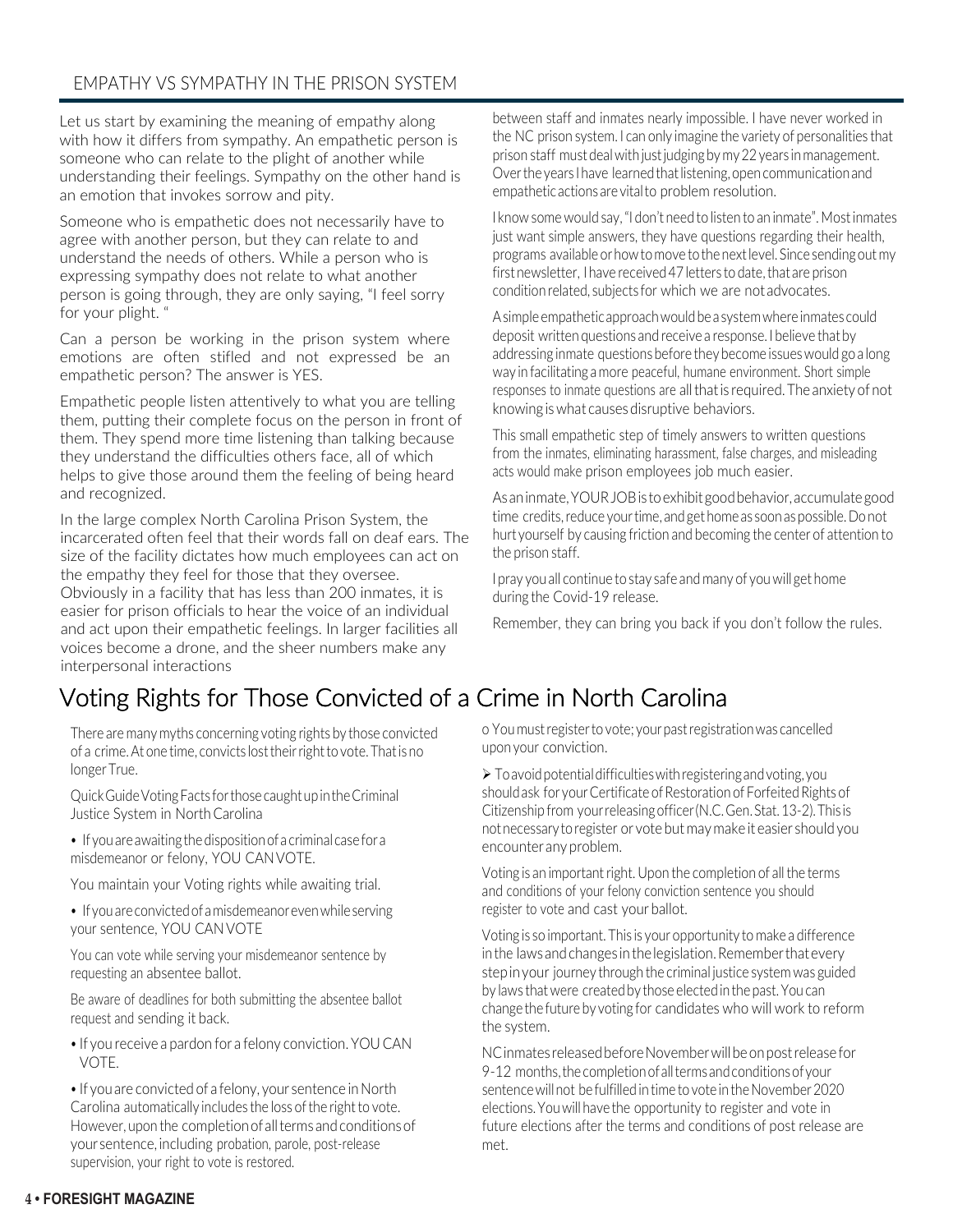## EMPATHY VS SYMPATHY IN THE PRISON SYSTEM

Let us start by examining the meaning of empathy along with how it differs from sympathy. An empathetic person is someone who can relate to the plight of another while understanding their feelings. Sympathy on the other hand is an emotion that invokes sorrow and pity.

Someone who is empathetic does not necessarily have to agree with another person, but they can relate to and understand the needs of others. While a person who is expressing sympathy does not relate to what another person is going through, they are only saying, "I feel sorry for your plight. "

Can a person be working in the prison system where emotions are often stifled and not expressed be an empathetic person? The answer is YES.

Empathetic people listen attentively to what you are telling them, putting their complete focus on the person in front of them. They spend more time listening than talking because they understand the difficulties others face, all of which helps to give those around them the feeling of being heard and recognized.

In the large complex North Carolina Prison System, the incarcerated often feel that their words fall on deaf ears. The size of the facility dictates how much employees can act on the empathy they feel for those that they oversee. Obviously in a facility that has less than 200 inmates, it is easier for prison officials to hear the voice of an individual and act upon their empathetic feelings. In larger facilities all voices become a drone, and the sheer numbers make any interpersonal interactions between staff and inmates nearly impossible. I have never worked in the NC prison system. I can only imagine the variety of personalities that prison staff must deal with just judging by my 22 years in management. Over the years I have learned that listening, open communication and empathetic actions are vital to problem resolution.

I know some would say, "I don't need to listen to an inmate". Most inmates just want simple answers, they have questions regarding their health, programs available or how to move to the next level. Since sending out my first newsletter, I have received 47 letters to date, that are prison condition related, subjects for which we are not advocates.

A simple empathetic approach would be a system where inmates could deposit written questions and receive a response. I believe that by addressing inmate questions before they become issues would go a long way in facilitating a more peaceful, humane environment. Short simple responses to inmate questions are all that is required. The anxiety of not knowing is what causes disruptive behaviors.

This small empathetic step of timely answers to written questions from the inmates, eliminating harassment, false charges, and misleading acts would make prison employees job much easier.

As an inmate, YOUR JOB is to exhibit good behavior, accumulate good time credits, reduce your time, and get home as soon as possible. Do not hurt yourself by causing friction and becoming the center of attention to the prison staff.

I pray you all continue to stay safe and many of you will get home during the Covid-19 release.

Remember, they can bring you back if you don't follow the rules.

# Voting Rights for Those Convicted of a Crime in North Carolina

There are many myths concerning voting rights by those convicted of a crime. At one time, convicts lost their right to vote. That is no longer True.

Quick Guide Voting Facts for those caught up in the Criminal Justice System in North Carolina

- If you are awaiting the disposition of a criminal case for a misdemeanor or felony, YOU CAN VOTE.

You maintain your Voting rights while awaiting trial.

- If you are convicted of a misdemeanor even while serving your sentence, YOU CAN VOTE

You can vote while serving your misdemeanor sentence by requesting an absentee ballot.

Be aware of deadlines for both submitting the absentee ballot request and sending it back.

- If you receive a pardon for a felony conviction. YOU CAN VOTE.

- If you are convicted of a felony, your sentence in North Carolina automatically includes the loss of the right to vote. However, upon the completion of all terms and conditions of your sentence, including probation, parole, post-release supervision, your right to vote is restored.

o You must register to vote; your past registration was cancelled upon your conviction.

➢ To avoid potential difficulties with registering and voting, you should ask for your Certificate of Restoration of Forfeited Rights of Citizenship from your releasing officer (N.C. Gen. Stat. 13-2). This is not necessary to register or vote but may make it easier should you encounter any problem.

Voting is an important right. Upon the completion of all the terms and conditions of your felony conviction sentence you should register to vote and cast your ballot.

Voting is so important. This is your opportunity to make a difference in the laws and changes in the legislation. Remember that every step in your journey through the criminal justice system was guided by laws that were created by those elected in the past. You can change the future by voting for candidates who will work to reform the system.

NC inmates released before November will be on post release for 9-12 months, the completion of all terms and conditions of your sentence will not be fulfilled in time to vote in the November 2020 elections. You will have the opportunity to register and vote in future elections after the terms and conditions of post release are met.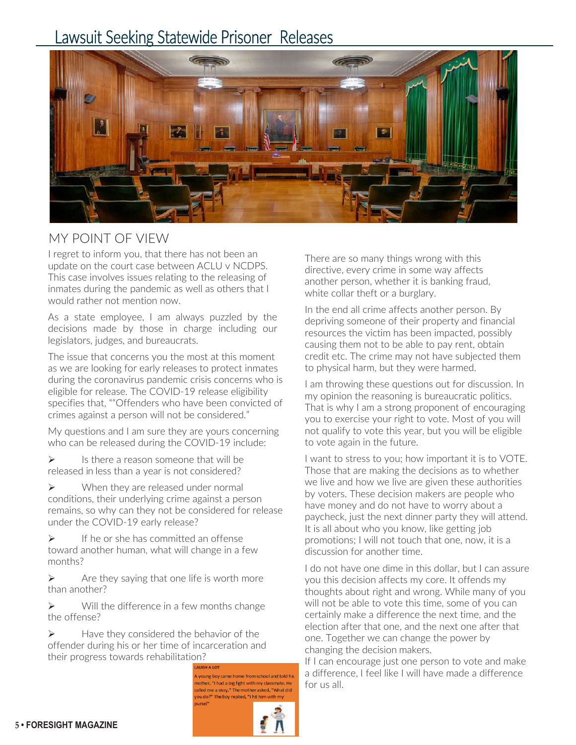# Lawsuit Seeking Statewide Prisoner Releases

## MY POINT OF VIEW

I regret to inform you, that there has not been an update on the court case between ACLU v NCDPS. This case involves issues relating to the releasing of inmates during the pandemic as well as others that I would rather not mention now.

As a state employee, I am always puzzled by the decisions made by those in charge including our legislators, judges, and bureaucrats.

The issue that concerns you the most at this moment as we are looking for early releases to protect inmates during the coronavirus pandemic crisis concerns who is eligible for release. The COVID-19 release eligibility specifies that, ""Offenders who have been convicted of crimes against a person will not be considered."

My questions and I am sure they are yours concerning who can be released during the COVID-19 include:

- Is there a reason someone that will be released in less than a year is not considered?
- When they are released under normal conditions, their underlying crime against a person remains, so why can they not be considered for release under the COVID-19 early release?
- If he or she has committed an offense toward another human, what will change in a few months?
- Are they saying that one life is worth more than another?
- Will the difference in a few months change the offense?
- Have they considered the behavior of the offender during his or her time of incarceration and their progress towards rehabilitation?

There are so many things wrong with this directive, every crime in some way affects another person, whether it is banking fraud, white collar theft or a burglary.

In the end all crime affects another person. By depriving someone of their property and financial resources the victim has been impacted, possibly causing them not to be able to pay rent, obtain credit etc. The crime may not have subjected them to physical harm, but they were harmed.

I am throwing these questions out for discussion. In my opinion the reasoning is bureaucratic politics. That is why I am a strong proponent of encouraging you to exercise your right to vote. Most of you will not qualify to vote this year, but you will be eligible to vote again in the future.

I want to stress to you; how important it is to VOTE. Those that are making the decisions as to whether we live and how we live are given these authorities by voters. These decision makers are people who have money and do not have to worry about a paycheck, just the next dinner party they will attend. It is all about who you know, like getting job promotions; I will not touch that one, now, it is a discussion for another time.

I do not have one dime in this dollar, but I can assure you this decision affects my core. It offends my thoughts about right and wrong. While many of you will not be able to vote this time, some of you can certainly make a difference the next time, and the election after that one, and the next one after that one. Together we can change the power by changing the decision makers.

If I can encourage just one person to vote and make a difference, I feel like I will have made a difference for us all.

**LAUGH A LOT**

A young boy came home from school and told his mother, "I had a big fight with my classmate. He called me a sissy." The mother asked, "What did you do?" The boy replied, "I hit him with my purse!"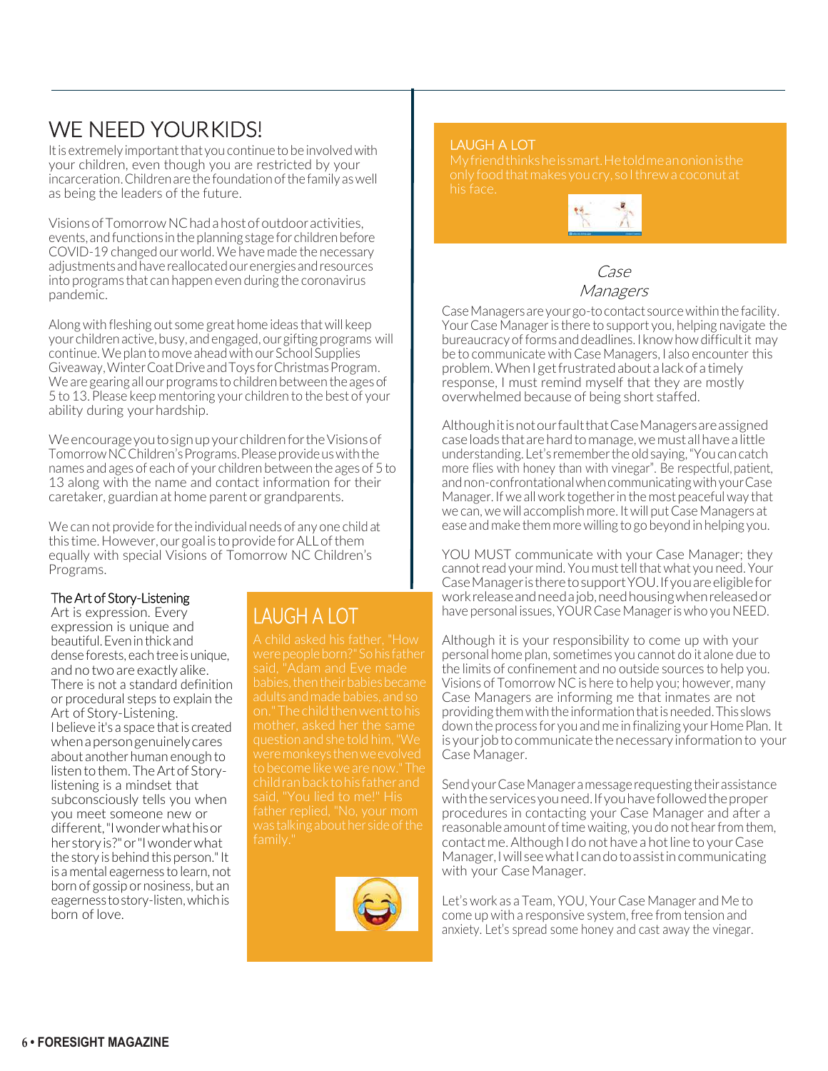# WE NEED YOUR KIDS!

It is extremely important that you continue to be involved with your children, even though you are restricted by your incarceration. Children are the foundation of the family as well as being the leaders of the future.

Visions of Tomorrow NC had a host of outdoor activities, events, and functions in the planning stage for children before COVID-19 changed our world. We have made the necessary adjustments and have reallocated our energies and resources into programs that can happen even during the coronavirus pandemic.

Along with fleshing out some great home ideas that will keep your children active, busy, and engaged, our gifting programs will continue. We plan to move ahead with our School Supplies Giveaway, Winter Coat Drive and Toys for Christmas Program. We are gearing all our programs to children between the ages of 5 to 13. Please keep mentoring your children to the best of your ability during your hardship.

We encourage you to sign up your children for the Visions of Tomorrow NC Children's Programs. Please provide us with the names and ages of each of your children between the ages of 5 to 13 along with the name and contact information for their caretaker, guardian at home parent or grandparents.

We can not provide for the individual needs of any one child at this time. However, our goal is to provide for ALL of them equally with special Visions of Tomorrow NC Children's Programs.

### The Art of Story-Listening

Art is expression. Every expression is unique and beautiful. Even in thick and dense forests, each tree is unique, and no two are exactly alike. There is not a standard definition or procedural steps to explain the Art of Story-Listening. I believe it's a space that is created when a person genuinely cares about another human enough to listen to them. The Art of Story-listening is a mindset that subconsciously tells you when you meet someone new or different, "I wonder what his or her story is?" or "I wonder what the story is behind this person." It is a mental eagerness to learn, not born of gossip or nosiness, but an eagerness to story-listen, which is born of love.

## LAUGH A LOT

A child asked his father, "How were people born?" So his father said, "Adam and Eve made babies, then their babies became adults and made babies, and so on." The child then went to his mother, asked her the same question and she told him, "We were monkeys then we evolved to become like we are now." The child ran back to his father and said, "You lied to me!" His father replied, "No, your mom was talking about her side of the family."

## LAUGH A LOT

My friend thinks he is smart. He told me an onion is the only food that makes you cry, so I threw a coconut at his face.

## *Case Managers*

Case Managers are your go-to contact source within the facility. Your Case Manager is there to support you, helping navigate the bureaucracy of forms and deadlines. I know how difficult it may be to communicate with Case Managers, I also encounter this problem. When I get frustrated about a lack of a timely response, I must remind myself that they are mostly overwhelmed because of being short staffed.

Although it is not our fault that Case Managers are assigned case loads that are hard to manage, we must all have a little understanding. Let's remember the old saying, "You can catch more flies with honey than with vinegar". Be respectful, patient, and non-confrontational when communicating with your Case Manager. If we all work together in the most peaceful way that we can, we will accomplish more. It will put Case Managers at ease and make them more willing to go beyond in helping you.

YOU MUST communicate with your Case Manager; they cannot read your mind. You must tell that what you need. Your Case Manager is there to support YOU. If you are eligible for work release and need a job, need housing when released or have personal issues, YOUR Case Manager is who you NEED.

Although it is your responsibility to come up with your personal home plan, sometimes you cannot do it alone due to the limits of confinement and no outside sources to help you. Visions of Tomorrow NC is here to help you; however, many Case Managers are informing me that inmates are not providing them with the information that is needed. This slows down the process for you and me in finalizing your Home Plan. It is your job to communicate the necessary information to your Case Manager.

Send your Case Manager a message requesting their assistance with the services you need. If you have followed the proper procedures in contacting your Case Manager and after a reasonable amount of time waiting, you do not hear from them, contact me. Although I do not have a hot line to your Case Manager, I will see what I can do to assist in communicating with your Case Manager.

Let's work as a Team, YOU, Your Case Manager and Me to come up with a responsive system, free from tension and anxiety. Let's spread some honey and cast away the vinegar.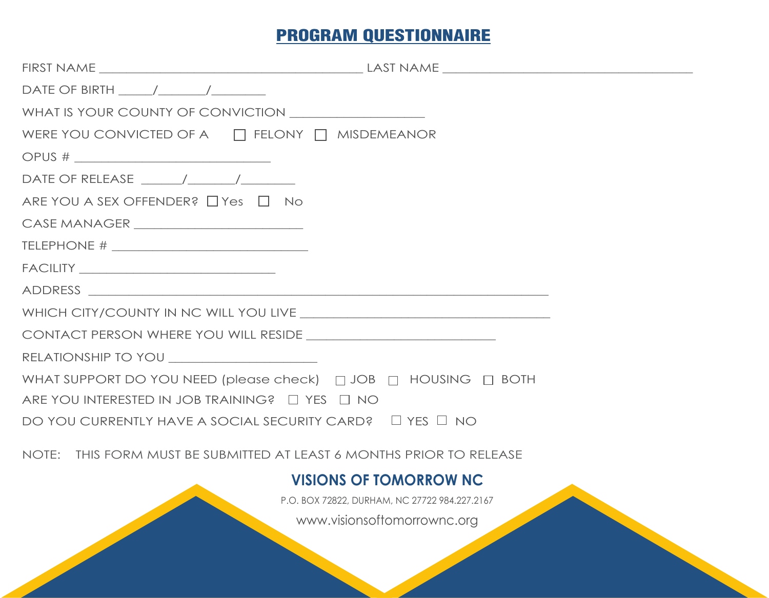# PROGRAM QUESTIONNAIRE

FIRST NAME ________________________________________ LAST NAME ______________________________________

DATE OF BIRTH _____/_______/________

WHAT IS YOUR COUNTY OF CONVICTION ____________________

WERE YOU CONVICTED OF A ☐ FELONY ☐ MISDEMEANOR

OPUS # _____________________________

DATE OF RELEASE ______/_______/________

ARE YOU A SEX OFFENDER? ☐ Yes ☐ No

CASE MANAGER _________________________

TELEPHONE # ______________________________

FACILITY _____________________________

ADDRESS _____________________________________________________________________

WHICH CITY/COUNTY IN NC WILL YOU LIVE _____________________________________

CONTACT PERSON WHERE YOU WILL RESIDE ____________________________

RELATIONSHIP TO YOU ______________________

WHAT SUPPORT DO YOU NEED (please check) ☐ JOB ☐ HOUSING ☐ BOTH

ARE YOU INTERESTED IN JOB TRAINING? ☐ YES ☐ NO

DO YOU CURRENTLY HAVE A SOCIAL SECURITY CARD? ☐ YES ☐ NO

NOTE: THIS FORM MUST BE SUBMITTED AT LEAST 6 MONTHS PRIOR TO RELEASE

**VISIONS OF TOMORROW NC**

P.O. BOX 72822, DURHAM, NC 27722 984.227.2167

www.visionsoftomorrownc.org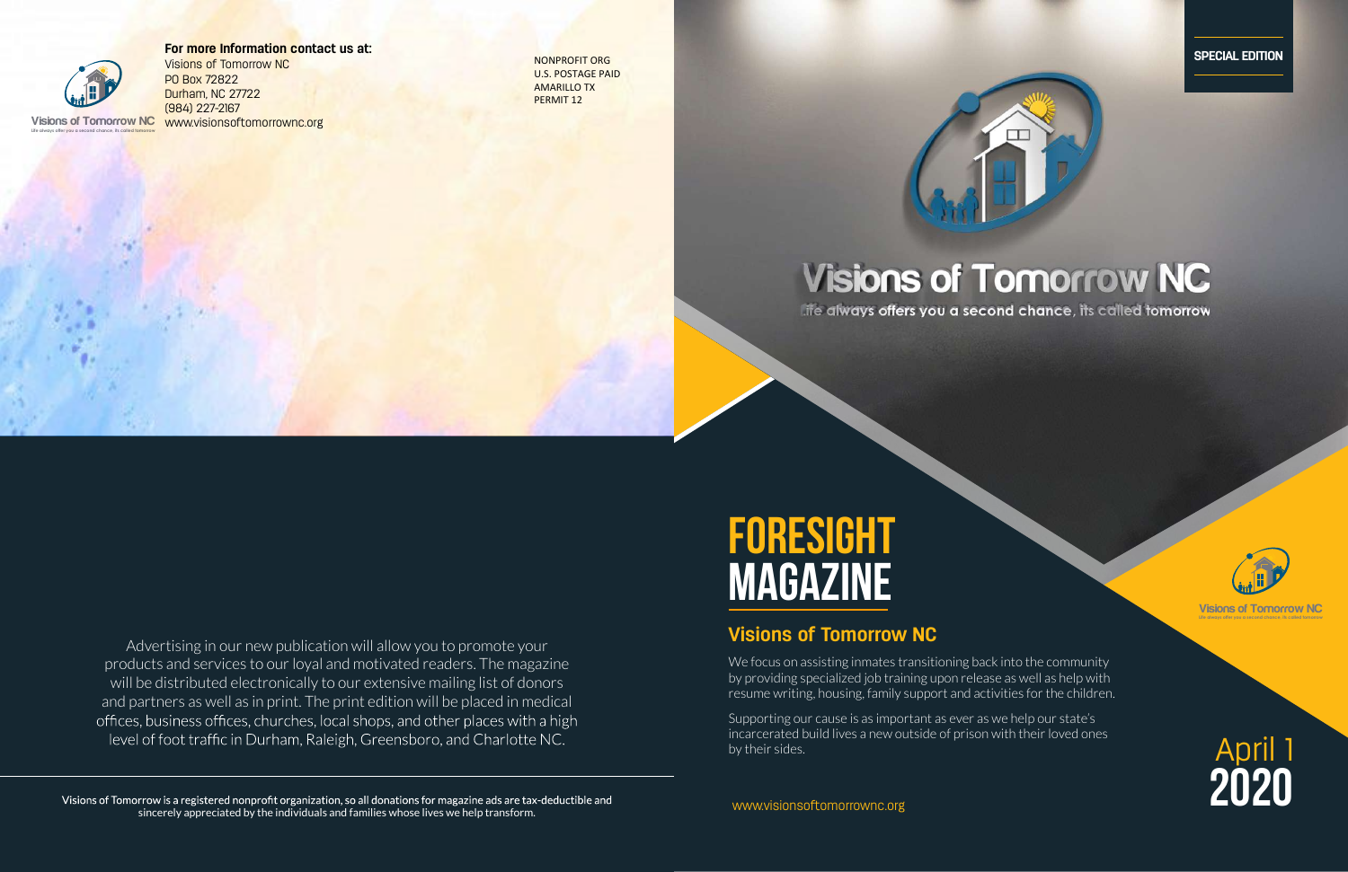**For more Information contact us at:**
Visions of Tomorrow NC
PO Box 72822
Durham, NC 27722
(984) 227-2167
www.visionsoftomorrownc.org

Visions of Tomorrow NC
Life always offer you a second chance, its called tomorrow

NONPROFIT ORG
U.S. POSTAGE PAID
AMARILLO TX
PERMIT 12

Advertising in our new publication will allow you to promote your products and services to our loyal and motivated readers. The magazine will be distributed electronically to our extensive mailing list of donors and partners as well as in print. The print edition will be placed in medical offices, business offices, churches, local shops, and other places with a high level of foot traffic in Durham, Raleigh, Greensboro, and Charlotte NC.

Visions of Tomorrow is a registered nonprofit organization, so all donations for magazine ads are tax-deductible and sincerely appreciated by the individuals and families whose lives we help transform.

SPECIAL EDITION

# Visions of Tomorrow NC

Life always offers you a second chance, its called tomorrow

# FORESIGHT MAGAZINE

## Visions of Tomorrow NC

We focus on assisting inmates transitioning back into the community by providing specialized job training upon release as well as help with resume writing, housing, family support and activities for the children.

Supporting our cause is as important as ever as we help our state's incarcerated build lives a new outside of prison with their loved ones by their sides.

www.visionsoftomorrownc.org

Visions of Tomorrow NC
Life always offer you a second chance, its called tomorrow

April 1
2020